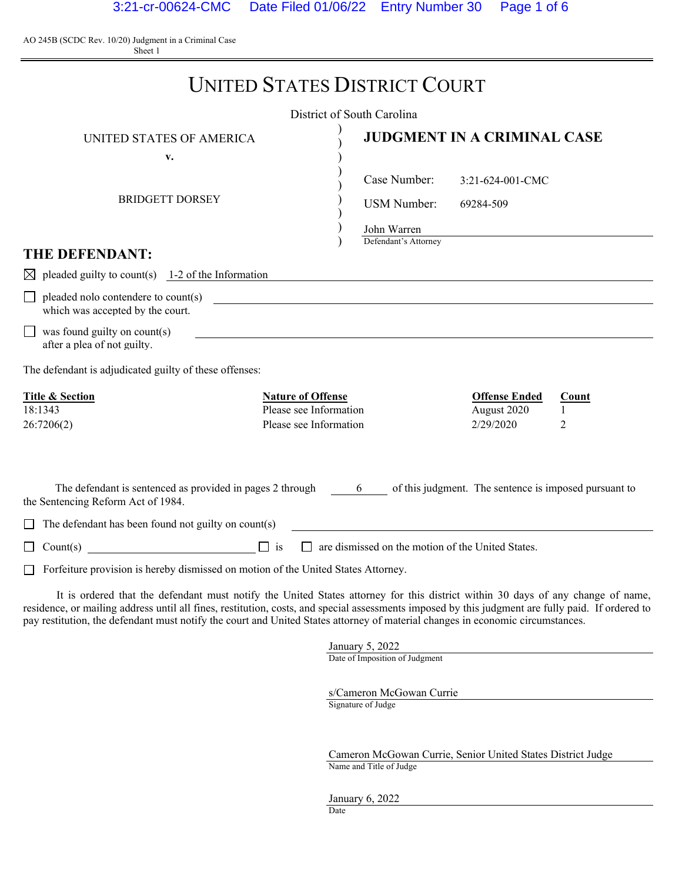AO 245B (SCDC Rev. 10/20) Judgment in a Criminal Case
Sheet 1

# UNITED STATES DISTRICT COURT

District of South Carolina

UNITED STATES OF AMERICA
v.
BRIDGETT DORSEY

## JUDGMENT IN A CRIMINAL CASE

Case Number: 3:21-624-001-CMC

USM Number: 69284-509

John Warren
Defendant's Attorney

## THE DEFENDANT:

☒ pleaded guilty to count(s) 1-2 of the Information

☐ pleaded nolo contendere to count(s) ____ which was accepted by the court.

☐ was found guilty on count(s) ____ after a plea of not guilty.

The defendant is adjudicated guilty of these offenses:

| Title & Section | Nature of Offense | Offense Ended | Count |
|---|---|---|---|
| 18:1343 | Please see Information | August 2020 | 1 |
| 26:7206(2) | Please see Information | 2/29/2020 | 2 |

The defendant is sentenced as provided in pages 2 through 6 of this judgment. The sentence is imposed pursuant to the Sentencing Reform Act of 1984.

☐ The defendant has been found not guilty on count(s) ____

☐ Count(s) ____ ☐ is ☐ are dismissed on the motion of the United States.

☐ Forfeiture provision is hereby dismissed on motion of the United States Attorney.

It is ordered that the defendant must notify the United States attorney for this district within 30 days of any change of name, residence, or mailing address until all fines, restitution, costs, and special assessments imposed by this judgment are fully paid. If ordered to pay restitution, the defendant must notify the court and United States attorney of material changes in economic circumstances.

January 5, 2022
Date of Imposition of Judgment

s/Cameron McGowan Currie
Signature of Judge

Cameron McGowan Currie, Senior United States District Judge
Name and Title of Judge

January 6, 2022
Date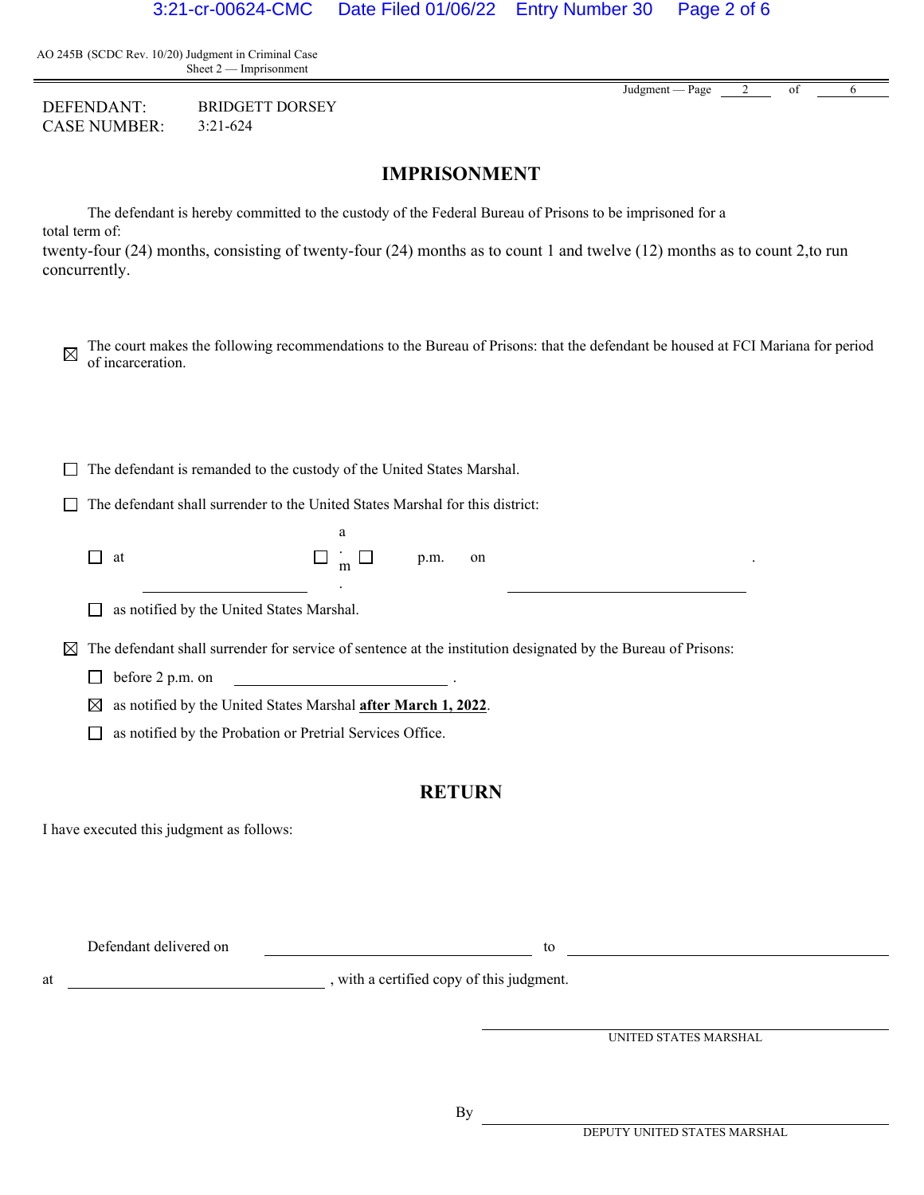AO 245B (SCDC Rev. 10/20) Judgment in Criminal Case
Sheet 2 — Imprisonment

Judgment — Page 2 of 6

DEFENDANT: BRIDGETT DORSEY
CASE NUMBER: 3:21-624

## IMPRISONMENT

The defendant is hereby committed to the custody of the Federal Bureau of Prisons to be imprisoned for a total term of:
twenty-four (24) months, consisting of twenty-four (24) months as to count 1 and twelve (12) months as to count 2,to run concurrently.

☒ The court makes the following recommendations to the Bureau of Prisons: that the defendant be housed at FCI Mariana for period of incarceration.

☐ The defendant is remanded to the custody of the United States Marshal.

☐ The defendant shall surrender to the United States Marshal for this district:

☐ at ______________ ☐ a.m. ☐ p.m. on ______________ .

☐ as notified by the United States Marshal.

☒ The defendant shall surrender for service of sentence at the institution designated by the Bureau of Prisons:

☐ before 2 p.m. on ______________ .

☒ as notified by the United States Marshal **after March 1, 2022**.

☐ as notified by the Probation or Pretrial Services Office.

## RETURN

I have executed this judgment as follows:

Defendant delivered on ______________ to ______________

at ______________ , with a certified copy of this judgment.

______________
UNITED STATES MARSHAL

By ______________
DEPUTY UNITED STATES MARSHAL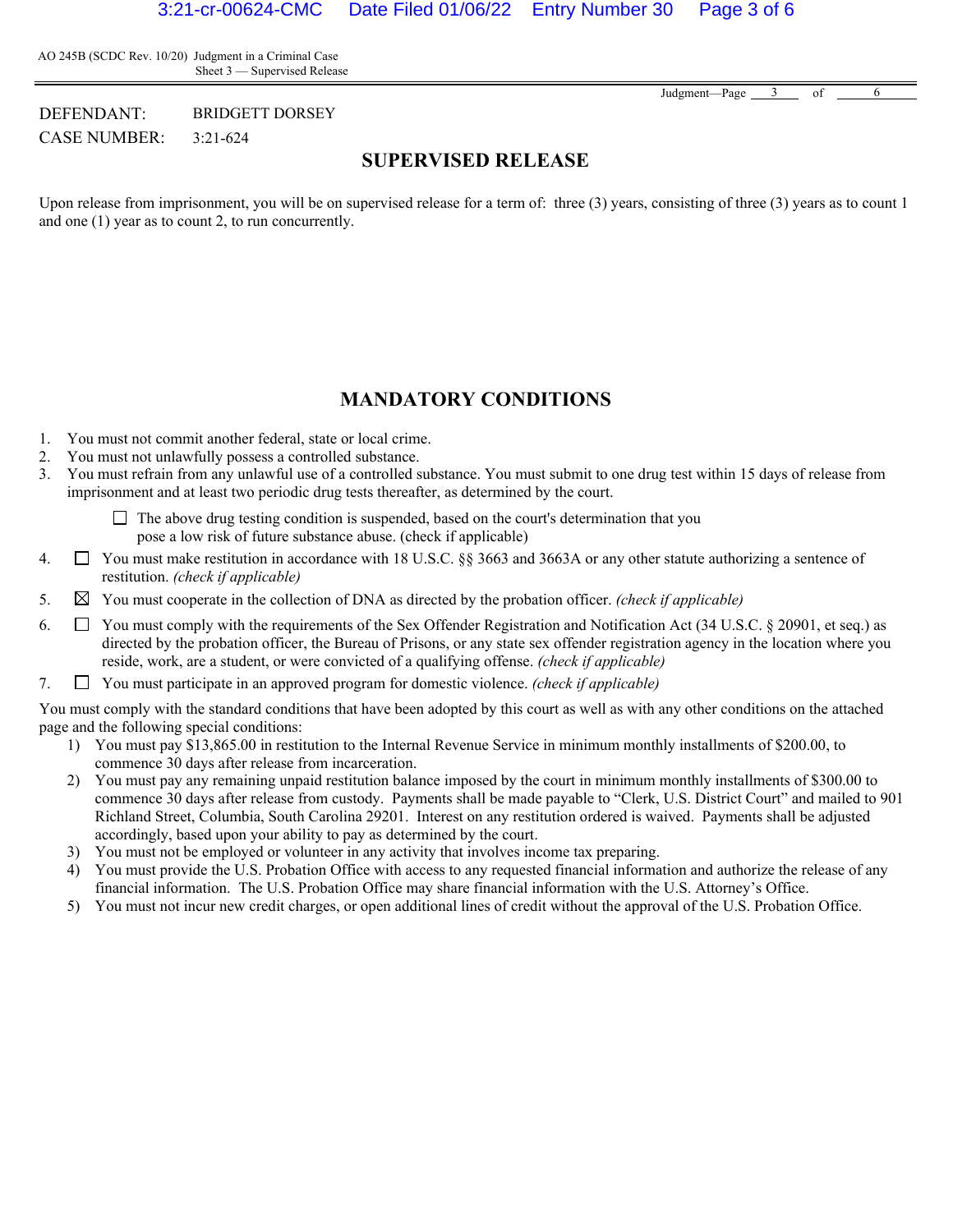AO 245B (SCDC Rev. 10/20) Judgment in a Criminal Case
Sheet 3 — Supervised Release

DEFENDANT: BRIDGETT DORSEY
CASE NUMBER: 3:21-624

## SUPERVISED RELEASE

Upon release from imprisonment, you will be on supervised release for a term of: three (3) years, consisting of three (3) years as to count 1 and one (1) year as to count 2, to run concurrently.

## MANDATORY CONDITIONS

1. You must not commit another federal, state or local crime.
2. You must not unlawfully possess a controlled substance.
3. You must refrain from any unlawful use of a controlled substance. You must submit to one drug test within 15 days of release from imprisonment and at least two periodic drug tests thereafter, as determined by the court.

   ☐ The above drug testing condition is suspended, based on the court's determination that you pose a low risk of future substance abuse. (check if applicable)

4. ☐ You must make restitution in accordance with 18 U.S.C. §§ 3663 and 3663A or any other statute authorizing a sentence of restitution. *(check if applicable)*
5. ☒ You must cooperate in the collection of DNA as directed by the probation officer. *(check if applicable)*
6. ☐ You must comply with the requirements of the Sex Offender Registration and Notification Act (34 U.S.C. § 20901, et seq.) as directed by the probation officer, the Bureau of Prisons, or any state sex offender registration agency in the location where you reside, work, are a student, or were convicted of a qualifying offense. *(check if applicable)*
7. ☐ You must participate in an approved program for domestic violence. *(check if applicable)*

You must comply with the standard conditions that have been adopted by this court as well as with any other conditions on the attached page and the following special conditions:

1) You must pay $13,865.00 in restitution to the Internal Revenue Service in minimum monthly installments of $200.00, to commence 30 days after release from incarceration.
2) You must pay any remaining unpaid restitution balance imposed by the court in minimum monthly installments of $300.00 to commence 30 days after release from custody. Payments shall be made payable to "Clerk, U.S. District Court" and mailed to 901 Richland Street, Columbia, South Carolina 29201. Interest on any restitution ordered is waived. Payments shall be adjusted accordingly, based upon your ability to pay as determined by the court.
3) You must not be employed or volunteer in any activity that involves income tax preparing.
4) You must provide the U.S. Probation Office with access to any requested financial information and authorize the release of any financial information. The U.S. Probation Office may share financial information with the U.S. Attorney's Office.
5) You must not incur new credit charges, or open additional lines of credit without the approval of the U.S. Probation Office.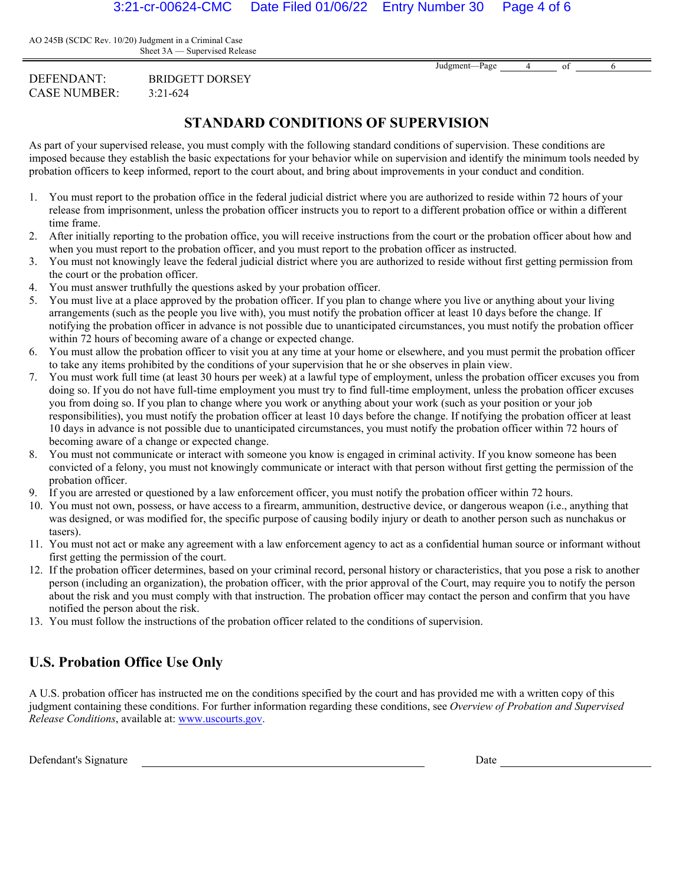AO 245B (SCDC Rev. 10/20) Judgment in a Criminal Case
Sheet 3A — Supervised Release

DEFENDANT: BRIDGETT DORSEY
CASE NUMBER: 3:21-624

## STANDARD CONDITIONS OF SUPERVISION

As part of your supervised release, you must comply with the following standard conditions of supervision. These conditions are imposed because they establish the basic expectations for your behavior while on supervision and identify the minimum tools needed by probation officers to keep informed, report to the court about, and bring about improvements in your conduct and condition.

1. You must report to the probation office in the federal judicial district where you are authorized to reside within 72 hours of your release from imprisonment, unless the probation officer instructs you to report to a different probation office or within a different time frame.
2. After initially reporting to the probation office, you will receive instructions from the court or the probation officer about how and when you must report to the probation officer, and you must report to the probation officer as instructed.
3. You must not knowingly leave the federal judicial district where you are authorized to reside without first getting permission from the court or the probation officer.
4. You must answer truthfully the questions asked by your probation officer.
5. You must live at a place approved by the probation officer. If you plan to change where you live or anything about your living arrangements (such as the people you live with), you must notify the probation officer at least 10 days before the change. If notifying the probation officer in advance is not possible due to unanticipated circumstances, you must notify the probation officer within 72 hours of becoming aware of a change or expected change.
6. You must allow the probation officer to visit you at any time at your home or elsewhere, and you must permit the probation officer to take any items prohibited by the conditions of your supervision that he or she observes in plain view.
7. You must work full time (at least 30 hours per week) at a lawful type of employment, unless the probation officer excuses you from doing so. If you do not have full-time employment you must try to find full-time employment, unless the probation officer excuses you from doing so. If you plan to change where you work or anything about your work (such as your position or your job responsibilities), you must notify the probation officer at least 10 days before the change. If notifying the probation officer at least 10 days in advance is not possible due to unanticipated circumstances, you must notify the probation officer within 72 hours of becoming aware of a change or expected change.
8. You must not communicate or interact with someone you know is engaged in criminal activity. If you know someone has been convicted of a felony, you must not knowingly communicate or interact with that person without first getting the permission of the probation officer.
9. If you are arrested or questioned by a law enforcement officer, you must notify the probation officer within 72 hours.
10. You must not own, possess, or have access to a firearm, ammunition, destructive device, or dangerous weapon (i.e., anything that was designed, or was modified for, the specific purpose of causing bodily injury or death to another person such as nunchakus or tasers).
11. You must not act or make any agreement with a law enforcement agency to act as a confidential human source or informant without first getting the permission of the court.
12. If the probation officer determines, based on your criminal record, personal history or characteristics, that you pose a risk to another person (including an organization), the probation officer, with the prior approval of the Court, may require you to notify the person about the risk and you must comply with that instruction. The probation officer may contact the person and confirm that you have notified the person about the risk.
13. You must follow the instructions of the probation officer related to the conditions of supervision.

## U.S. Probation Office Use Only

A U.S. probation officer has instructed me on the conditions specified by the court and has provided me with a written copy of this judgment containing these conditions. For further information regarding these conditions, see *Overview of Probation and Supervised Release Conditions*, available at: www.uscourts.gov.

Defendant's Signature \_\_\_\_\_\_\_\_\_\_\_\_\_\_\_\_\_\_\_\_\_\_\_\_\_\_\_\_\_\_ Date \_\_\_\_\_\_\_\_\_\_\_\_\_\_\_\_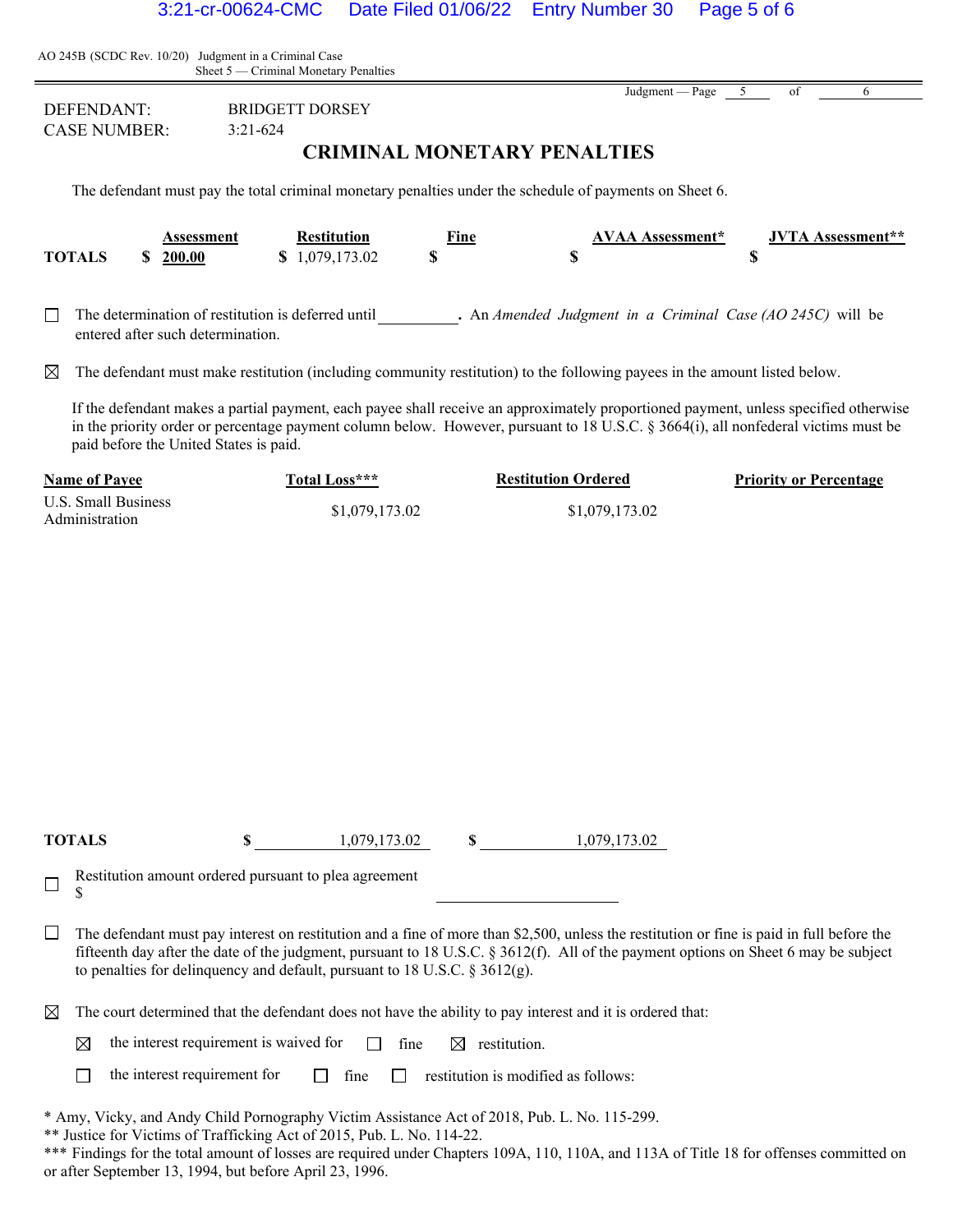AO 245B (SCDC Rev. 10/20) Judgment in a Criminal Case
Sheet 5 — Criminal Monetary Penalties

DEFENDANT: BRIDGETT DORSEY
CASE NUMBER: 3:21-624

# CRIMINAL MONETARY PENALTIES

The defendant must pay the total criminal monetary penalties under the schedule of payments on Sheet 6.

| | Assessment | Restitution | Fine | AVAA Assessment* | JVTA Assessment** |
|---|---|---|---|---|---|
| **TOTALS** | $ 200.00 | $ 1,079,173.02 | $ | $ | $ |

☐ The determination of restitution is deferred until __________. An *Amended Judgment in a Criminal Case (AO 245C)* will be entered after such determination.

☒ The defendant must make restitution (including community restitution) to the following payees in the amount listed below.

If the defendant makes a partial payment, each payee shall receive an approximately proportioned payment, unless specified otherwise in the priority order or percentage payment column below. However, pursuant to 18 U.S.C. § 3664(i), all nonfederal victims must be paid before the United States is paid.

| Name of Payee | Total Loss*** | Restitution Ordered | Priority or Percentage |
|---|---|---|---|
| U.S. Small Business Administration | $1,079,173.02 | $1,079,173.02 | |
| **TOTALS** | $ 1,079,173.02 | $ 1,079,173.02 | |

☐ Restitution amount ordered pursuant to plea agreement $ __________

☐ The defendant must pay interest on restitution and a fine of more than $2,500, unless the restitution or fine is paid in full before the fifteenth day after the date of the judgment, pursuant to 18 U.S.C. § 3612(f). All of the payment options on Sheet 6 may be subject to penalties for delinquency and default, pursuant to 18 U.S.C. § 3612(g).

☒ The court determined that the defendant does not have the ability to pay interest and it is ordered that:

☒ the interest requirement is waived for ☐ fine ☒ restitution.

☐ the interest requirement for ☐ fine ☐ restitution is modified as follows:

\* Amy, Vicky, and Andy Child Pornography Victim Assistance Act of 2018, Pub. L. No. 115-299.
\*\* Justice for Victims of Trafficking Act of 2015, Pub. L. No. 114-22.
\*\*\* Findings for the total amount of losses are required under Chapters 109A, 110, 110A, and 113A of Title 18 for offenses committed on or after September 13, 1994, but before April 23, 1996.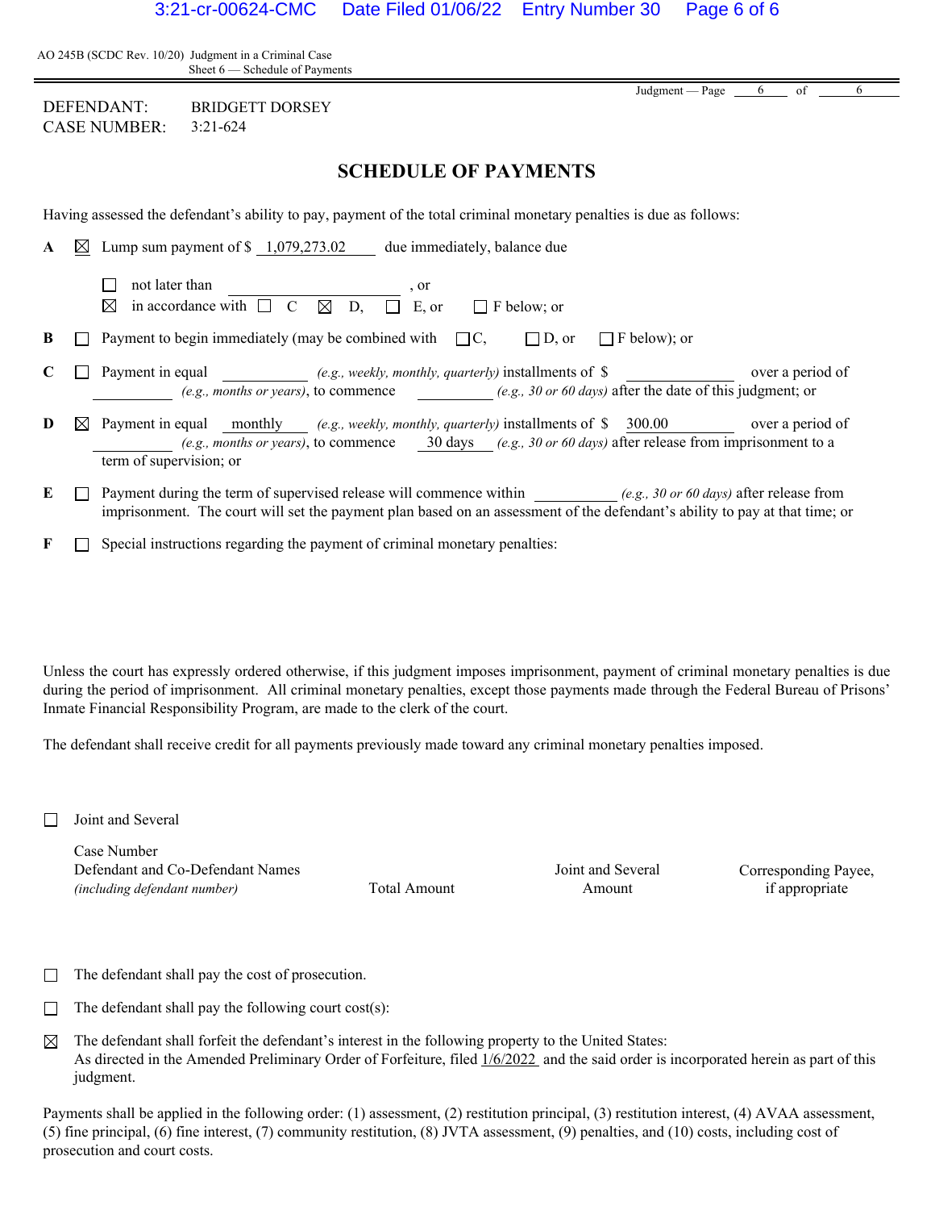AO 245B (SCDC Rev. 10/20) Judgment in a Criminal Case
Sheet 6 — Schedule of Payments

DEFENDANT: BRIDGETT DORSEY
CASE NUMBER: 3:21-624

## SCHEDULE OF PAYMENTS

Having assessed the defendant's ability to pay, payment of the total criminal monetary penalties is due as follows:

**A** ☒ Lump sum payment of $ 1,079,273.02 due immediately, balance due

☐ not later than ____________, or
☒ in accordance with ☐ C ☒ D, ☐ E, or ☐ F below; or

**B** ☐ Payment to begin immediately (may be combined with ☐ C, ☐ D, or ☐ F below); or

**C** ☐ Payment in equal ________ *(e.g., weekly, monthly, quarterly)* installments of $ ________ over a period of ________ *(e.g., months or years)*, to commence ________ *(e.g., 30 or 60 days)* after the date of this judgment; or

**D** ☒ Payment in equal monthly *(e.g., weekly, monthly, quarterly)* installments of $ 300.00 over a period of ________ *(e.g., months or years)*, to commence 30 days *(e.g., 30 or 60 days)* after release from imprisonment to a term of supervision; or

**E** ☐ Payment during the term of supervised release will commence within ________ *(e.g., 30 or 60 days)* after release from imprisonment. The court will set the payment plan based on an assessment of the defendant's ability to pay at that time; or

**F** ☐ Special instructions regarding the payment of criminal monetary penalties:

Unless the court has expressly ordered otherwise, if this judgment imposes imprisonment, payment of criminal monetary penalties is due during the period of imprisonment. All criminal monetary penalties, except those payments made through the Federal Bureau of Prisons' Inmate Financial Responsibility Program, are made to the clerk of the court.

The defendant shall receive credit for all payments previously made toward any criminal monetary penalties imposed.

☐ Joint and Several

| Case Number Defendant and Co-Defendant Names *(including defendant number)* | Total Amount | Joint and Several Amount | Corresponding Payee, if appropriate |
|---|---|---|---|

☐ The defendant shall pay the cost of prosecution.

☐ The defendant shall pay the following court cost(s):

☒ The defendant shall forfeit the defendant's interest in the following property to the United States:
As directed in the Amended Preliminary Order of Forfeiture, filed 1/6/2022 and the said order is incorporated herein as part of this judgment.

Payments shall be applied in the following order: (1) assessment, (2) restitution principal, (3) restitution interest, (4) AVAA assessment, (5) fine principal, (6) fine interest, (7) community restitution, (8) JVTA assessment, (9) penalties, and (10) costs, including cost of prosecution and court costs.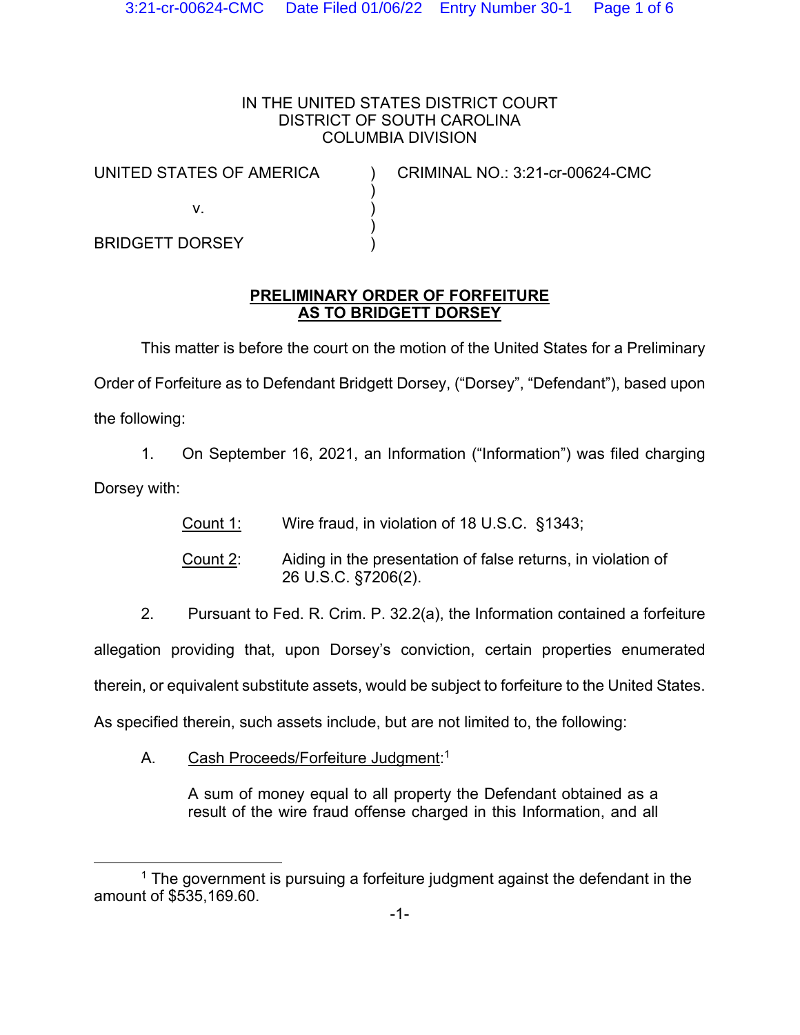IN THE UNITED STATES DISTRICT COURT
DISTRICT OF SOUTH CAROLINA
COLUMBIA DIVISION

| | | |
|---|---|---|
| UNITED STATES OF AMERICA | ) | CRIMINAL NO.: 3:21-cr-00624-CMC |
| | ) | |
| v. | ) | |
| | ) | |
| BRIDGETT DORSEY | ) | |

**PRELIMINARY ORDER OF FORFEITURE AS TO BRIDGETT DORSEY**

This matter is before the court on the motion of the United States for a Preliminary Order of Forfeiture as to Defendant Bridgett Dorsey, ("Dorsey", "Defendant"), based upon the following:

1. On September 16, 2021, an Information ("Information") was filed charging Dorsey with:

   Count 1: Wire fraud, in violation of 18 U.S.C. §1343;

   Count 2: Aiding in the presentation of false returns, in violation of 26 U.S.C. §7206(2).

2. Pursuant to Fed. R. Crim. P. 32.2(a), the Information contained a forfeiture allegation providing that, upon Dorsey's conviction, certain properties enumerated therein, or equivalent substitute assets, would be subject to forfeiture to the United States. As specified therein, such assets include, but are not limited to, the following:

   A. Cash Proceeds/Forfeiture Judgment:[1]

   A sum of money equal to all property the Defendant obtained as a result of the wire fraud offense charged in this Information, and all

[1] The government is pursuing a forfeiture judgment against the defendant in the amount of $535,169.60.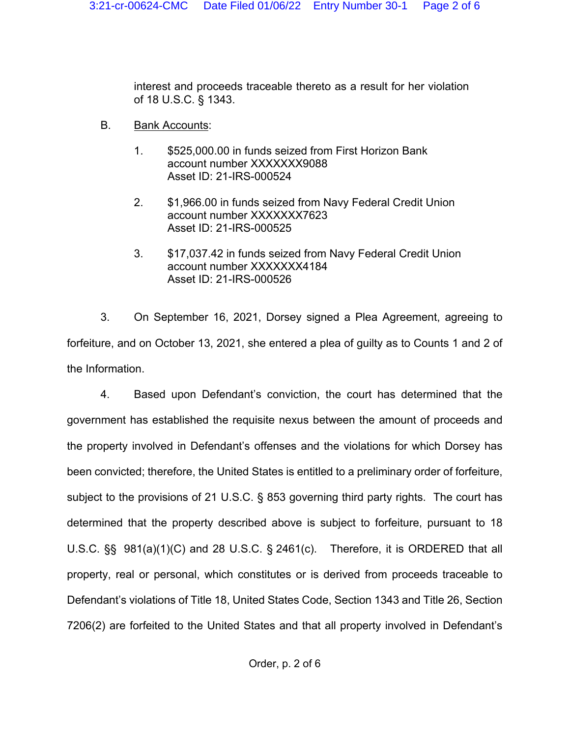interest and proceeds traceable thereto as a result for her violation of 18 U.S.C. § 1343.

B. Bank Accounts:

1. $525,000.00 in funds seized from First Horizon Bank account number XXXXXXX9088
   Asset ID: 21-IRS-000524

2. $1,966.00 in funds seized from Navy Federal Credit Union account number XXXXXXX7623
   Asset ID: 21-IRS-000525

3. $17,037.42 in funds seized from Navy Federal Credit Union account number XXXXXXX4184
   Asset ID: 21-IRS-000526

3. On September 16, 2021, Dorsey signed a Plea Agreement, agreeing to forfeiture, and on October 13, 2021, she entered a plea of guilty as to Counts 1 and 2 of the Information.

4. Based upon Defendant's conviction, the court has determined that the government has established the requisite nexus between the amount of proceeds and the property involved in Defendant's offenses and the violations for which Dorsey has been convicted; therefore, the United States is entitled to a preliminary order of forfeiture, subject to the provisions of 21 U.S.C. § 853 governing third party rights. The court has determined that the property described above is subject to forfeiture, pursuant to 18 U.S.C. §§ 981(a)(1)(C) and 28 U.S.C. § 2461(c). Therefore, it is ORDERED that all property, real or personal, which constitutes or is derived from proceeds traceable to Defendant's violations of Title 18, United States Code, Section 1343 and Title 26, Section 7206(2) are forfeited to the United States and that all property involved in Defendant's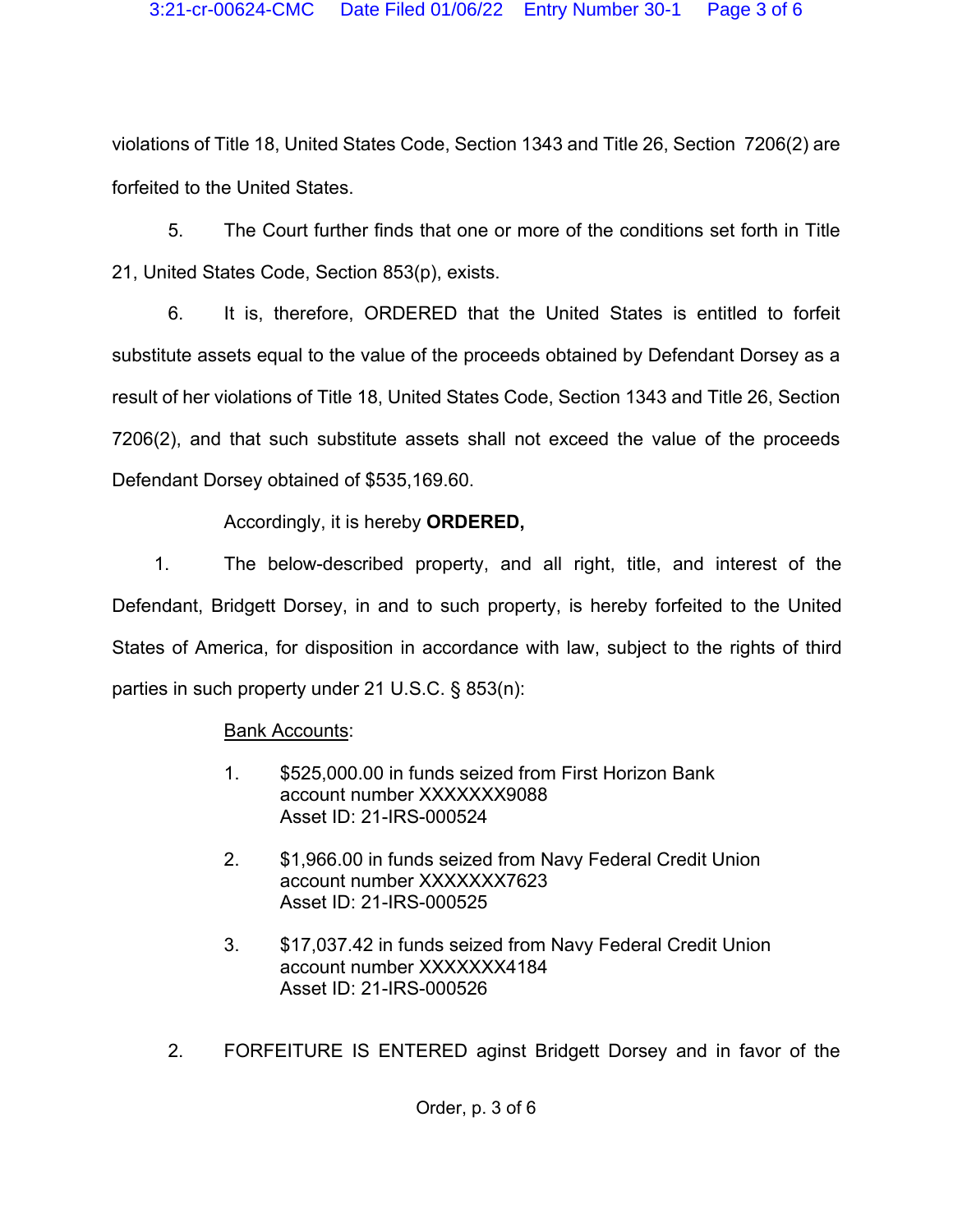violations of Title 18, United States Code, Section 1343 and Title 26, Section 7206(2) are forfeited to the United States.

5. The Court further finds that one or more of the conditions set forth in Title 21, United States Code, Section 853(p), exists.

6. It is, therefore, ORDERED that the United States is entitled to forfeit substitute assets equal to the value of the proceeds obtained by Defendant Dorsey as a result of her violations of Title 18, United States Code, Section 1343 and Title 26, Section 7206(2), and that such substitute assets shall not exceed the value of the proceeds Defendant Dorsey obtained of $535,169.60.

Accordingly, it is hereby **ORDERED,**

1. The below-described property, and all right, title, and interest of the Defendant, Bridgett Dorsey, in and to such property, is hereby forfeited to the United States of America, for disposition in accordance with law, subject to the rights of third parties in such property under 21 U.S.C. § 853(n):

<u>Bank Accounts</u>:

1. $525,000.00 in funds seized from First Horizon Bank
   account number XXXXXXX9088
   Asset ID: 21-IRS-000524

2. $1,966.00 in funds seized from Navy Federal Credit Union
   account number XXXXXXX7623
   Asset ID: 21-IRS-000525

3. $17,037.42 in funds seized from Navy Federal Credit Union
   account number XXXXXXX4184
   Asset ID: 21-IRS-000526

2. FORFEITURE IS ENTERED aginst Bridgett Dorsey and in favor of the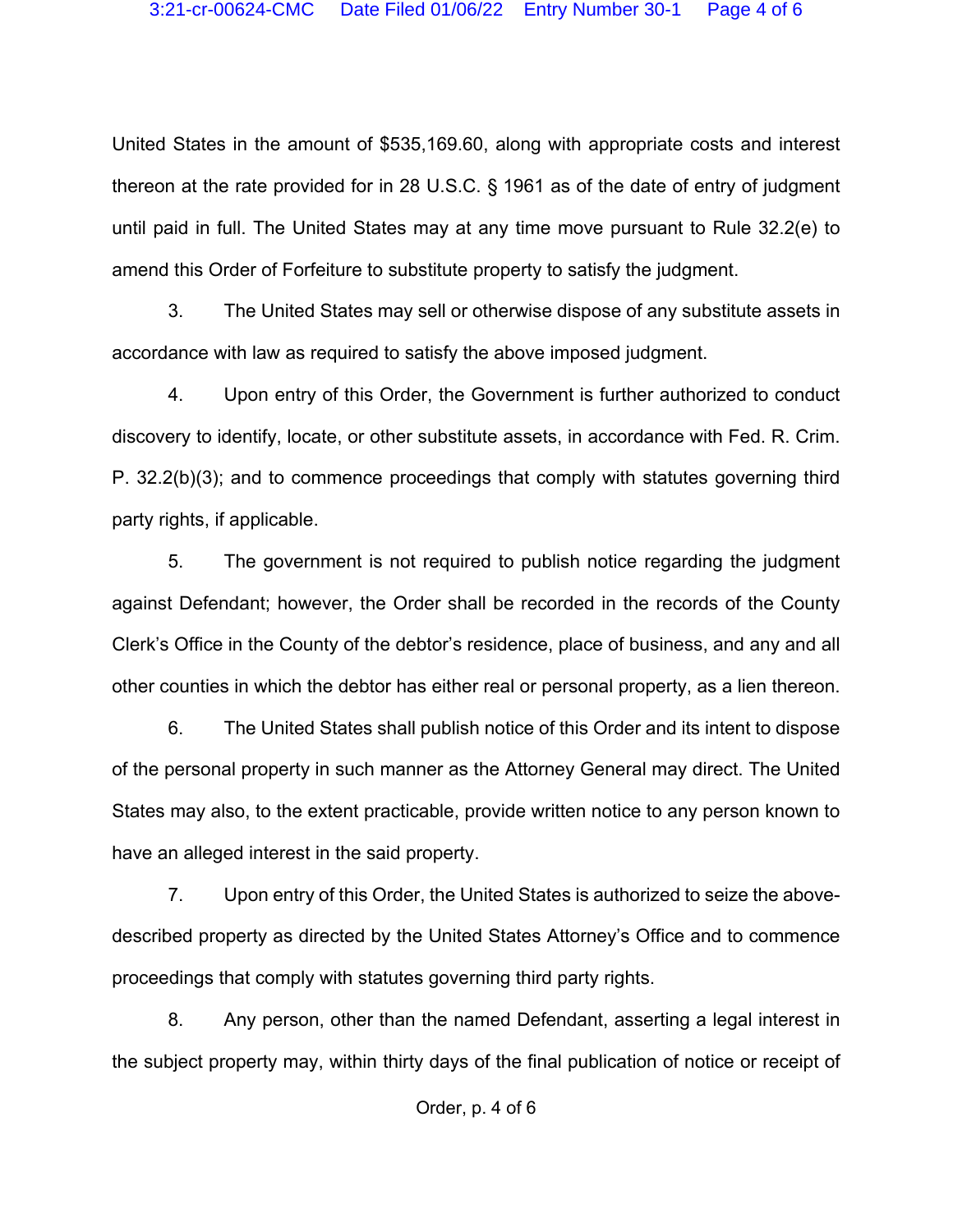United States in the amount of $535,169.60, along with appropriate costs and interest thereon at the rate provided for in 28 U.S.C. § 1961 as of the date of entry of judgment until paid in full. The United States may at any time move pursuant to Rule 32.2(e) to amend this Order of Forfeiture to substitute property to satisfy the judgment.

3. The United States may sell or otherwise dispose of any substitute assets in accordance with law as required to satisfy the above imposed judgment.

4. Upon entry of this Order, the Government is further authorized to conduct discovery to identify, locate, or other substitute assets, in accordance with Fed. R. Crim. P. 32.2(b)(3); and to commence proceedings that comply with statutes governing third party rights, if applicable.

5. The government is not required to publish notice regarding the judgment against Defendant; however, the Order shall be recorded in the records of the County Clerk's Office in the County of the debtor's residence, place of business, and any and all other counties in which the debtor has either real or personal property, as a lien thereon.

6. The United States shall publish notice of this Order and its intent to dispose of the personal property in such manner as the Attorney General may direct. The United States may also, to the extent practicable, provide written notice to any person known to have an alleged interest in the said property.

7. Upon entry of this Order, the United States is authorized to seize the above-described property as directed by the United States Attorney's Office and to commence proceedings that comply with statutes governing third party rights.

8. Any person, other than the named Defendant, asserting a legal interest in the subject property may, within thirty days of the final publication of notice or receipt of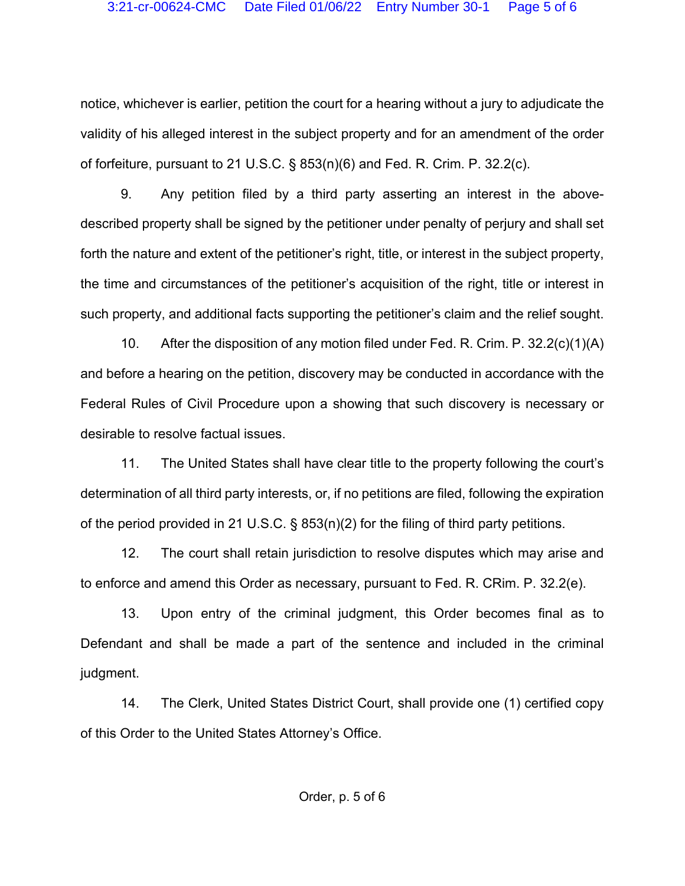notice, whichever is earlier, petition the court for a hearing without a jury to adjudicate the validity of his alleged interest in the subject property and for an amendment of the order of forfeiture, pursuant to 21 U.S.C. § 853(n)(6) and Fed. R. Crim. P. 32.2(c).

9. Any petition filed by a third party asserting an interest in the above-described property shall be signed by the petitioner under penalty of perjury and shall set forth the nature and extent of the petitioner's right, title, or interest in the subject property, the time and circumstances of the petitioner's acquisition of the right, title or interest in such property, and additional facts supporting the petitioner's claim and the relief sought.

10. After the disposition of any motion filed under Fed. R. Crim. P. 32.2(c)(1)(A) and before a hearing on the petition, discovery may be conducted in accordance with the Federal Rules of Civil Procedure upon a showing that such discovery is necessary or desirable to resolve factual issues.

11. The United States shall have clear title to the property following the court's determination of all third party interests, or, if no petitions are filed, following the expiration of the period provided in 21 U.S.C. § 853(n)(2) for the filing of third party petitions.

12. The court shall retain jurisdiction to resolve disputes which may arise and to enforce and amend this Order as necessary, pursuant to Fed. R. CRim. P. 32.2(e).

13. Upon entry of the criminal judgment, this Order becomes final as to Defendant and shall be made a part of the sentence and included in the criminal judgment.

14. The Clerk, United States District Court, shall provide one (1) certified copy of this Order to the United States Attorney's Office.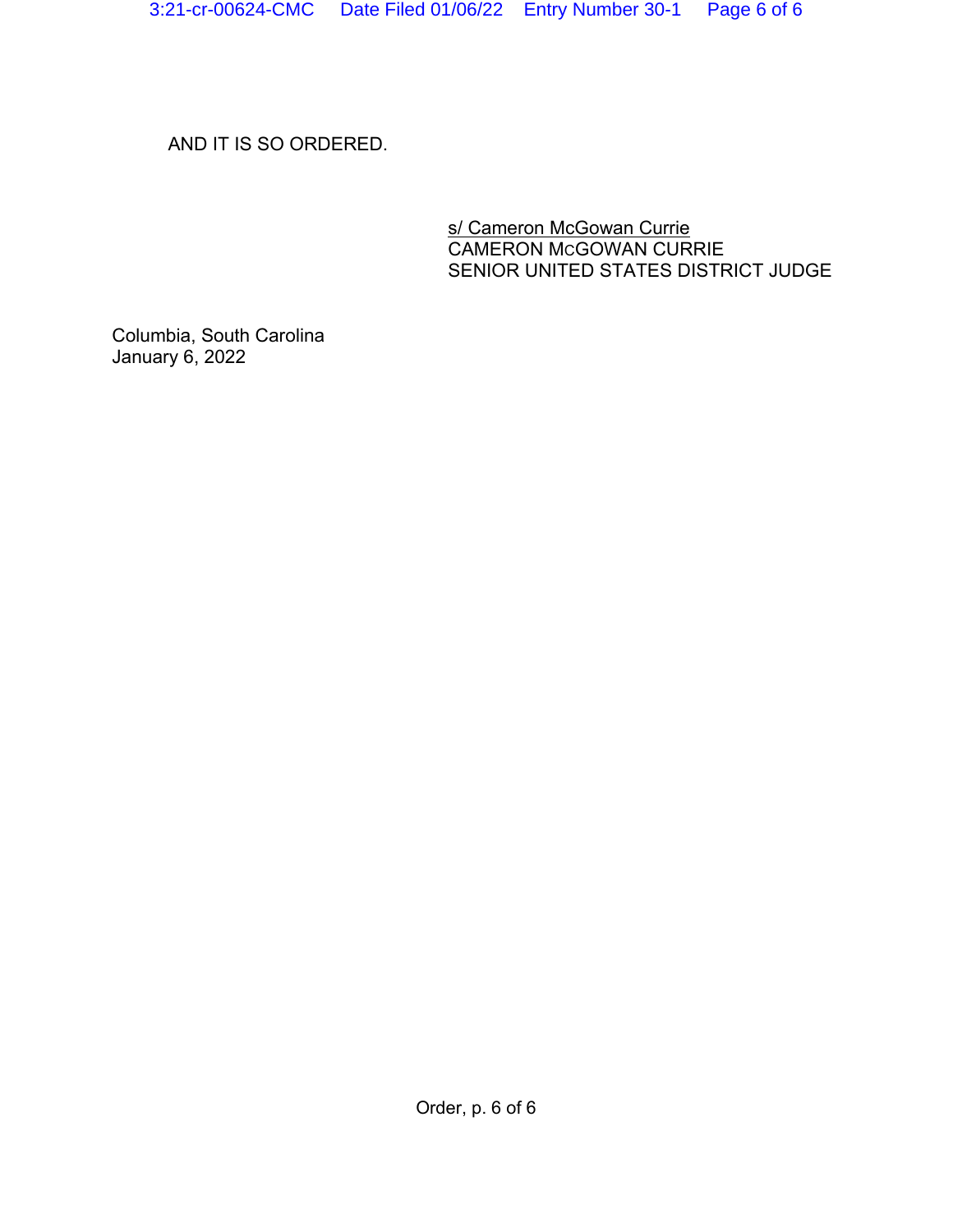AND IT IS SO ORDERED.

s/ Cameron McGowan Currie
CAMERON McGOWAN CURRIE
SENIOR UNITED STATES DISTRICT JUDGE

Columbia, South Carolina
January 6, 2022